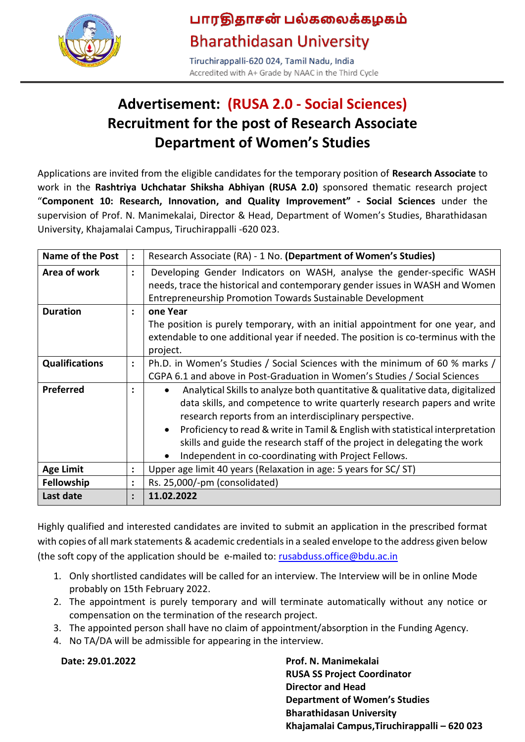# பாரதிதாசன் பல்கலைக்கழகம்
# Bharathidasan University

Tiruchirappalli-620 024, Tamil Nadu, India

Accredited with A+ Grade by NAAC in the Third Cycle

## Advertisement: (RUSA 2.0 - Social Sciences)
## Recruitment for the post of Research Associate
## Department of Women's Studies

Applications are invited from the eligible candidates for the temporary position of **Research Associate** to work in the **Rashtriya Uchchatar Shiksha Abhiyan (RUSA 2.0)** sponsored thematic research project "**Component 10: Research, Innovation, and Quality Improvement" - Social Sciences** under the supervision of Prof. N. Manimekalai, Director & Head, Department of Women's Studies, Bharathidasan University, Khajamalai Campus, Tiruchirappalli -620 023.

| | | |
|---|---|---|
| **Name of the Post** | : | Research Associate (RA) - 1 No. **(Department of Women's Studies)** |
| **Area of work** | : | Developing Gender Indicators on WASH, analyse the gender-specific WASH needs, trace the historical and contemporary gender issues in WASH and Women Entrepreneurship Promotion Towards Sustainable Development |
| **Duration** | : | **one Year**<br>The position is purely temporary, with an initial appointment for one year, and extendable to one additional year if needed. The position is co-terminus with the project. |
| **Qualifications** | : | Ph.D. in Women's Studies / Social Sciences with the minimum of 60 % marks / CGPA 6.1 and above in Post-Graduation in Women's Studies / Social Sciences |
| **Preferred** | : | • Analytical Skills to analyze both quantitative & qualitative data, digitalized data skills, and competence to write quarterly research papers and write research reports from an interdisciplinary perspective.<br>• Proficiency to read & write in Tamil & English with statistical interpretation skills and guide the research staff of the project in delegating the work<br>• Independent in co-coordinating with Project Fellows. |
| **Age Limit** | : | Upper age limit 40 years (Relaxation in age: 5 years for SC/ ST) |
| **Fellowship** | : | Rs. 25,000/-pm (consolidated) |
| **Last date** | : | **11.02.2022** |

Highly qualified and interested candidates are invited to submit an application in the prescribed format with copies of all mark statements & academic credentials in a sealed envelope to the address given below (the soft copy of the application should be e-mailed to: rusabduss.office@bdu.ac.in

1. Only shortlisted candidates will be called for an interview. The Interview will be in online Mode probably on 15th February 2022.
2. The appointment is purely temporary and will terminate automatically without any notice or compensation on the termination of the research project.
3. The appointed person shall have no claim of appointment/absorption in the Funding Agency.
4. No TA/DA will be admissible for appearing in the interview.

**Date: 29.01.2022**

**Prof. N. Manimekalai**
**RUSA SS Project Coordinator**
**Director and Head**
**Department of Women's Studies**
**Bharathidasan University**
**Khajamalai Campus,Tiruchirappalli – 620 023**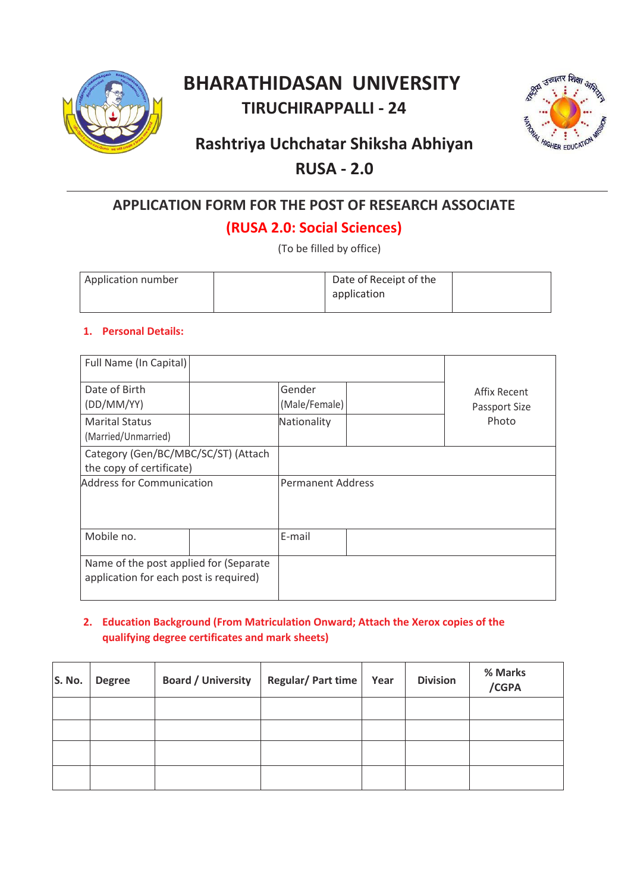# BHARATHIDASAN UNIVERSITY

## TIRUCHIRAPPALLI - 24

## Rashtriya Uchchatar Shiksha Abhiyan

## RUSA - 2.0

---

### APPLICATION FORM FOR THE POST OF RESEARCH ASSOCIATE

### (RUSA 2.0: Social Sciences)

(To be filled by office)

| Application number | | Date of Receipt of the application | |
|---|---|---|---|

**1. Personal Details:**

| Full Name (In Capital) | | | | Affix Recent Passport Size Photo |
|---|---|---|---|---|
| Date of Birth (DD/MM/YY) | | Gender (Male/Female) | | |
| Marital Status (Married/Unmarried) | | Nationality | | |
| Category (Gen/BC/MBC/SC/ST) (Attach the copy of certificate) | | | | |
| Address for Communication | | Permanent Address | | |
| Mobile no. | | E-mail | | |
| Name of the post applied for (Separate application for each post is required) | | | | |

**2. Education Background (From Matriculation Onward; Attach the Xerox copies of the qualifying degree certificates and mark sheets)**

| S. No. | Degree | Board / University | Regular/ Part time | Year | Division | % Marks /CGPA |
|---|---|---|---|---|---|---|
| | | | | | | |
| | | | | | | |
| | | | | | | |
| | | | | | | |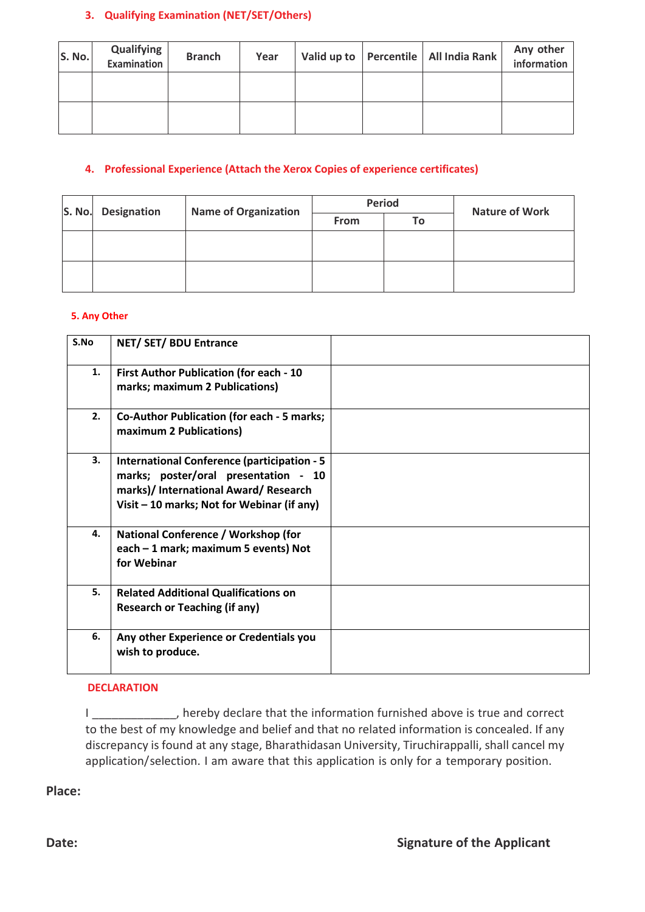### 3. Qualifying Examination (NET/SET/Others)

| S. No. | Qualifying Examination | Branch | Year | Valid up to | Percentile | All India Rank | Any other information |
|---|---|---|---|---|---|---|---|
| | | | | | | | |
| | | | | | | | |

### 4. Professional Experience (Attach the Xerox Copies of experience certificates)

| S. No. | Designation | Name of Organization | Period | | Nature of Work |
|---|---|---|---|---|---|
| | | | From | To | |
| | | | | | |
| | | | | | |

### 5. Any Other

| S.No | NET/ SET/ BDU Entrance | |
|---|---|---|
| 1. | First Author Publication (for each - 10 marks; maximum 2 Publications) | |
| 2. | Co-Author Publication (for each - 5 marks; maximum 2 Publications) | |
| 3. | International Conference (participation - 5 marks; poster/oral presentation - 10 marks)/ International Award/ Research Visit – 10 marks; Not for Webinar (if any) | |
| 4. | National Conference / Workshop (for each – 1 mark; maximum 5 events) Not for Webinar | |
| 5. | Related Additional Qualifications on Research or Teaching (if any) | |
| 6. | Any other Experience or Credentials you wish to produce. | |

### DECLARATION

I _____________, hereby declare that the information furnished above is true and correct to the best of my knowledge and belief and that no related information is concealed. If any discrepancy is found at any stage, Bharathidasan University, Tiruchirappalli, shall cancel my application/selection. I am aware that this application is only for a temporary position.

**Place:**

**Date:**

**Signature of the Applicant**